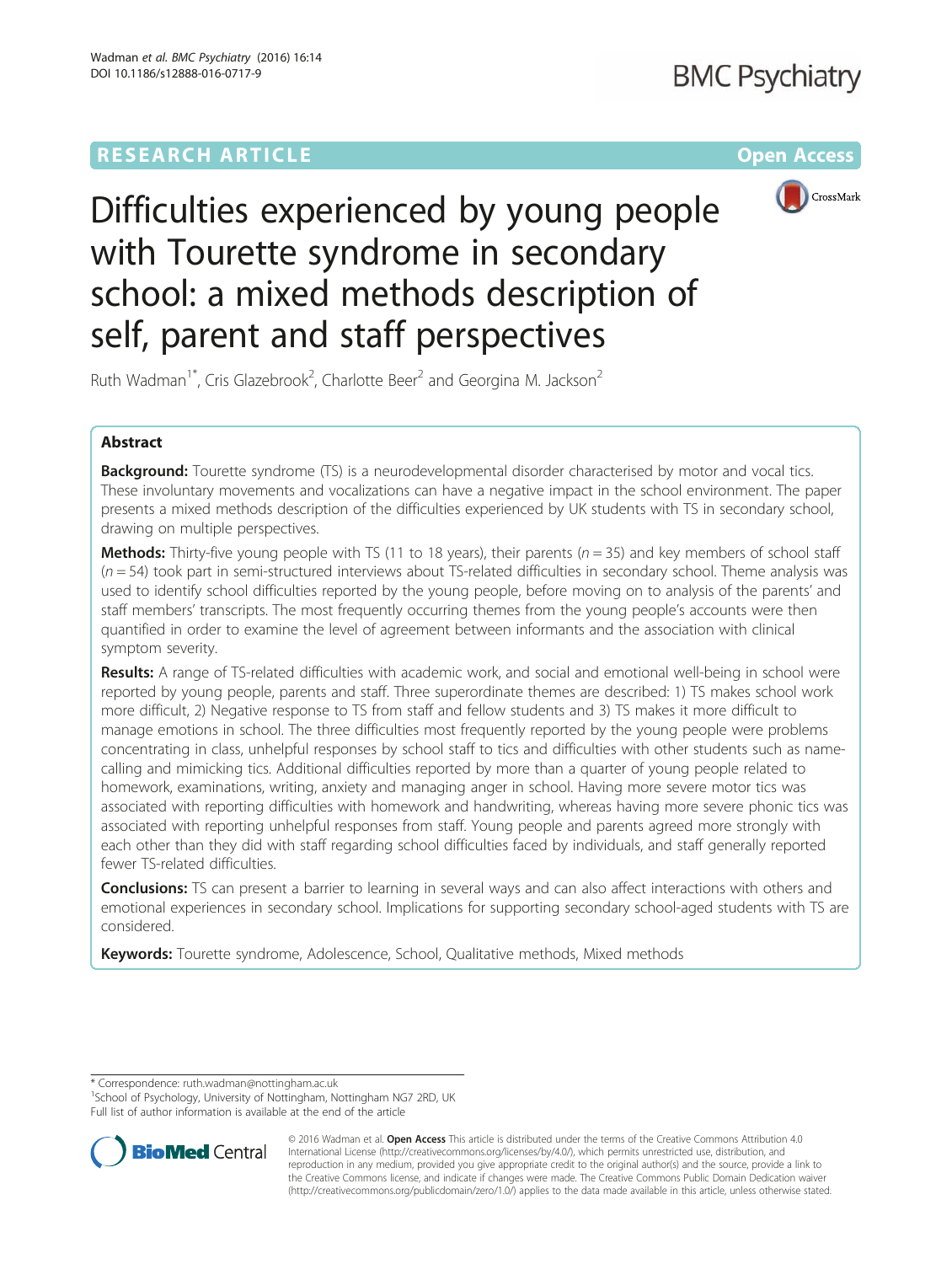RESEARCH ARTICLE

Open Access

# Difficulties experienced by young people with Tourette syndrome in secondary school: a mixed methods description of self, parent and staff perspectives

Ruth Wadman[1*], Cris Glazebrook[2], Charlotte Beer[2] and Georgina M. Jackson[2]

## Abstract

**Background:** Tourette syndrome (TS) is a neurodevelopmental disorder characterised by motor and vocal tics. These involuntary movements and vocalizations can have a negative impact in the school environment. The paper presents a mixed methods description of the difficulties experienced by UK students with TS in secondary school, drawing on multiple perspectives.

**Methods:** Thirty-five young people with TS (11 to 18 years), their parents ($n = 35$) and key members of school staff ($n = 54$) took part in semi-structured interviews about TS-related difficulties in secondary school. Theme analysis was used to identify school difficulties reported by the young people, before moving on to analysis of the parents' and staff members' transcripts. The most frequently occurring themes from the young people's accounts were then quantified in order to examine the level of agreement between informants and the association with clinical symptom severity.

**Results:** A range of TS-related difficulties with academic work, and social and emotional well-being in school were reported by young people, parents and staff. Three superordinate themes are described: 1) TS makes school work more difficult, 2) Negative response to TS from staff and fellow students and 3) TS makes it more difficult to manage emotions in school. The three difficulties most frequently reported by the young people were problems concentrating in class, unhelpful responses by school staff to tics and difficulties with other students such as name-calling and mimicking tics. Additional difficulties reported by more than a quarter of young people related to homework, examinations, writing, anxiety and managing anger in school. Having more severe motor tics was associated with reporting difficulties with homework and handwriting, whereas having more severe phonic tics was associated with reporting unhelpful responses from staff. Young people and parents agreed more strongly with each other than they did with staff regarding school difficulties faced by individuals, and staff generally reported fewer TS-related difficulties.

**Conclusions:** TS can present a barrier to learning in several ways and can also affect interactions with others and emotional experiences in secondary school. Implications for supporting secondary school-aged students with TS are considered.

**Keywords:** Tourette syndrome, Adolescence, School, Qualitative methods, Mixed methods

\* Correspondence: ruth.wadman@nottingham.ac.uk
[1]School of Psychology, University of Nottingham, Nottingham NG7 2RD, UK
Full list of author information is available at the end of the article

© 2016 Wadman et al. **Open Access** This article is distributed under the terms of the Creative Commons Attribution 4.0 International License (http://creativecommons.org/licenses/by/4.0/), which permits unrestricted use, distribution, and reproduction in any medium, provided you give appropriate credit to the original author(s) and the source, provide a link to the Creative Commons license, and indicate if changes were made. The Creative Commons Public Domain Dedication waiver (http://creativecommons.org/publicdomain/zero/1.0/) applies to the data made available in this article, unless otherwise stated.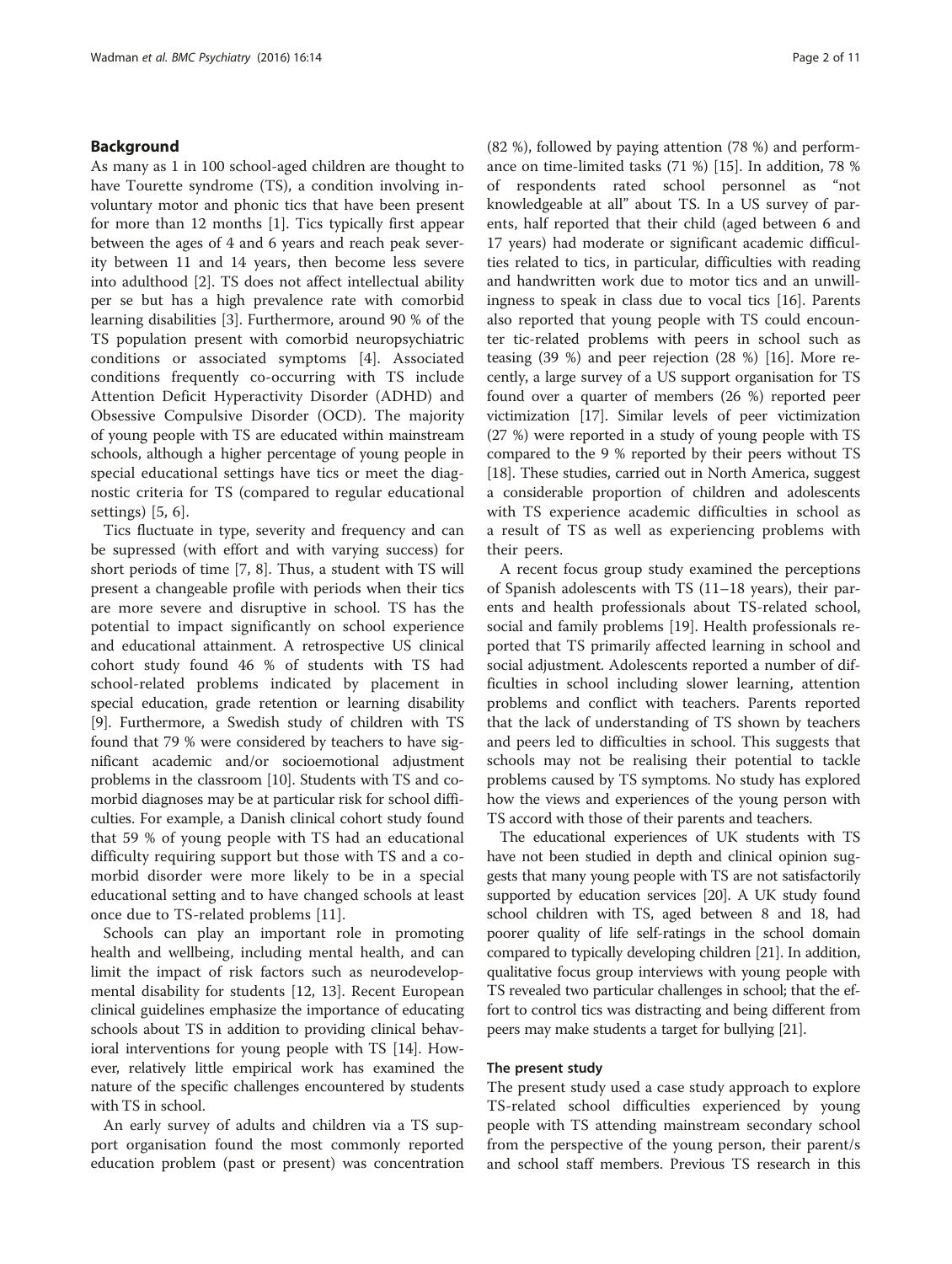## Background

As many as 1 in 100 school-aged children are thought to have Tourette syndrome (TS), a condition involving involuntary motor and phonic tics that have been present for more than 12 months [1]. Tics typically first appear between the ages of 4 and 6 years and reach peak severity between 11 and 14 years, then become less severe into adulthood [2]. TS does not affect intellectual ability per se but has a high prevalence rate with comorbid learning disabilities [3]. Furthermore, around 90 % of the TS population present with comorbid neuropsychiatric conditions or associated symptoms [4]. Associated conditions frequently co-occurring with TS include Attention Deficit Hyperactivity Disorder (ADHD) and Obsessive Compulsive Disorder (OCD). The majority of young people with TS are educated within mainstream schools, although a higher percentage of young people in special educational settings have tics or meet the diagnostic criteria for TS (compared to regular educational settings) [5, 6].

Tics fluctuate in type, severity and frequency and can be supressed (with effort and with varying success) for short periods of time [7, 8]. Thus, a student with TS will present a changeable profile with periods when their tics are more severe and disruptive in school. TS has the potential to impact significantly on school experience and educational attainment. A retrospective US clinical cohort study found 46 % of students with TS had school-related problems indicated by placement in special education, grade retention or learning disability [9]. Furthermore, a Swedish study of children with TS found that 79 % were considered by teachers to have significant academic and/or socioemotional adjustment problems in the classroom [10]. Students with TS and comorbid diagnoses may be at particular risk for school difficulties. For example, a Danish clinical cohort study found that 59 % of young people with TS had an educational difficulty requiring support but those with TS and a comorbid disorder were more likely to be in a special educational setting and to have changed schools at least once due to TS-related problems [11].

Schools can play an important role in promoting health and wellbeing, including mental health, and can limit the impact of risk factors such as neurodevelopmental disability for students [12, 13]. Recent European clinical guidelines emphasize the importance of educating schools about TS in addition to providing clinical behavioral interventions for young people with TS [14]. However, relatively little empirical work has examined the nature of the specific challenges encountered by students with TS in school.

An early survey of adults and children via a TS support organisation found the most commonly reported education problem (past or present) was concentration (82 %), followed by paying attention (78 %) and performance on time-limited tasks (71 %) [15]. In addition, 78 % of respondents rated school personnel as "not knowledgeable at all" about TS. In a US survey of parents, half reported that their child (aged between 6 and 17 years) had moderate or significant academic difficulties related to tics, in particular, difficulties with reading and handwritten work due to motor tics and an unwillingness to speak in class due to vocal tics [16]. Parents also reported that young people with TS could encounter tic-related problems with peers in school such as teasing (39 %) and peer rejection (28 %) [16]. More recently, a large survey of a US support organisation for TS found over a quarter of members (26 %) reported peer victimization [17]. Similar levels of peer victimization (27 %) were reported in a study of young people with TS compared to the 9 % reported by their peers without TS [18]. These studies, carried out in North America, suggest a considerable proportion of children and adolescents with TS experience academic difficulties in school as a result of TS as well as experiencing problems with their peers.

A recent focus group study examined the perceptions of Spanish adolescents with TS (11–18 years), their parents and health professionals about TS-related school, social and family problems [19]. Health professionals reported that TS primarily affected learning in school and social adjustment. Adolescents reported a number of difficulties in school including slower learning, attention problems and conflict with teachers. Parents reported that the lack of understanding of TS shown by teachers and peers led to difficulties in school. This suggests that schools may not be realising their potential to tackle problems caused by TS symptoms. No study has explored how the views and experiences of the young person with TS accord with those of their parents and teachers.

The educational experiences of UK students with TS have not been studied in depth and clinical opinion suggests that many young people with TS are not satisfactorily supported by education services [20]. A UK study found school children with TS, aged between 8 and 18, had poorer quality of life self-ratings in the school domain compared to typically developing children [21]. In addition, qualitative focus group interviews with young people with TS revealed two particular challenges in school; that the effort to control tics was distracting and being different from peers may make students a target for bullying [21].

### The present study

The present study used a case study approach to explore TS-related school difficulties experienced by young people with TS attending mainstream secondary school from the perspective of the young person, their parent/s and school staff members. Previous TS research in this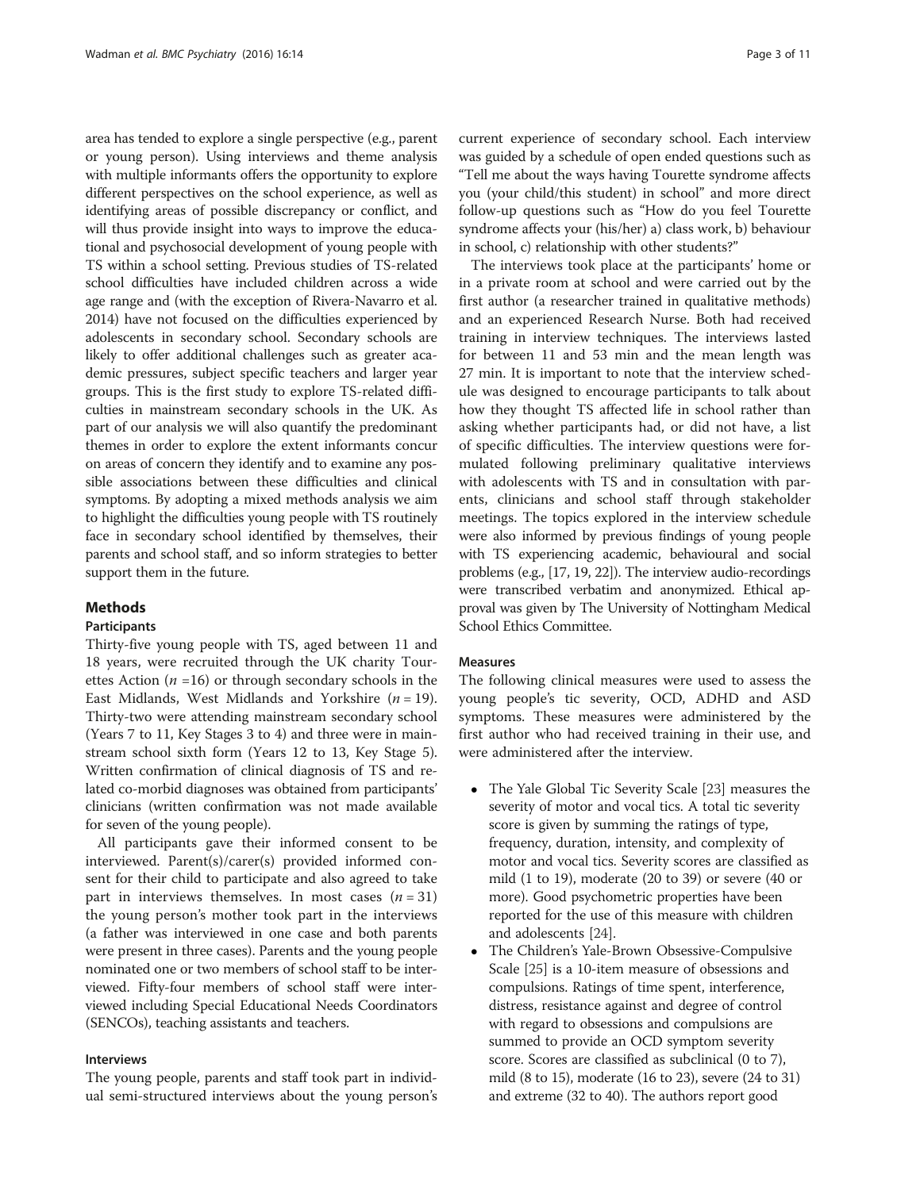area has tended to explore a single perspective (e.g., parent or young person). Using interviews and theme analysis with multiple informants offers the opportunity to explore different perspectives on the school experience, as well as identifying areas of possible discrepancy or conflict, and will thus provide insight into ways to improve the educational and psychosocial development of young people with TS within a school setting. Previous studies of TS-related school difficulties have included children across a wide age range and (with the exception of Rivera-Navarro et al. 2014) have not focused on the difficulties experienced by adolescents in secondary school. Secondary schools are likely to offer additional challenges such as greater academic pressures, subject specific teachers and larger year groups. This is the first study to explore TS-related difficulties in mainstream secondary schools in the UK. As part of our analysis we will also quantify the predominant themes in order to explore the extent informants concur on areas of concern they identify and to examine any possible associations between these difficulties and clinical symptoms. By adopting a mixed methods analysis we aim to highlight the difficulties young people with TS routinely face in secondary school identified by themselves, their parents and school staff, and so inform strategies to better support them in the future.

## Methods

### Participants

Thirty-five young people with TS, aged between 11 and 18 years, were recruited through the UK charity Tourettes Action ($n$ =16) or through secondary schools in the East Midlands, West Midlands and Yorkshire ($n$ = 19). Thirty-two were attending mainstream secondary school (Years 7 to 11, Key Stages 3 to 4) and three were in mainstream school sixth form (Years 12 to 13, Key Stage 5). Written confirmation of clinical diagnosis of TS and related co-morbid diagnoses was obtained from participants' clinicians (written confirmation was not made available for seven of the young people).

All participants gave their informed consent to be interviewed. Parent(s)/carer(s) provided informed consent for their child to participate and also agreed to take part in interviews themselves. In most cases ($n$ = 31) the young person's mother took part in the interviews (a father was interviewed in one case and both parents were present in three cases). Parents and the young people nominated one or two members of school staff to be interviewed. Fifty-four members of school staff were interviewed including Special Educational Needs Coordinators (SENCOs), teaching assistants and teachers.

### Interviews

The young people, parents and staff took part in individual semi-structured interviews about the young person's current experience of secondary school. Each interview was guided by a schedule of open ended questions such as "Tell me about the ways having Tourette syndrome affects you (your child/this student) in school" and more direct follow-up questions such as "How do you feel Tourette syndrome affects your (his/her) a) class work, b) behaviour in school, c) relationship with other students?"

The interviews took place at the participants' home or in a private room at school and were carried out by the first author (a researcher trained in qualitative methods) and an experienced Research Nurse. Both had received training in interview techniques. The interviews lasted for between 11 and 53 min and the mean length was 27 min. It is important to note that the interview schedule was designed to encourage participants to talk about how they thought TS affected life in school rather than asking whether participants had, or did not have, a list of specific difficulties. The interview questions were formulated following preliminary qualitative interviews with adolescents with TS and in consultation with parents, clinicians and school staff through stakeholder meetings. The topics explored in the interview schedule were also informed by previous findings of young people with TS experiencing academic, behavioural and social problems (e.g., [17, 19, 22]). The interview audio-recordings were transcribed verbatim and anonymized. Ethical approval was given by The University of Nottingham Medical School Ethics Committee.

### Measures

The following clinical measures were used to assess the young people's tic severity, OCD, ADHD and ASD symptoms. These measures were administered by the first author who had received training in their use, and were administered after the interview.

- The Yale Global Tic Severity Scale [23] measures the severity of motor and vocal tics. A total tic severity score is given by summing the ratings of type, frequency, duration, intensity, and complexity of motor and vocal tics. Severity scores are classified as mild (1 to 19), moderate (20 to 39) or severe (40 or more). Good psychometric properties have been reported for the use of this measure with children and adolescents [24].
- The Children's Yale-Brown Obsessive-Compulsive Scale [25] is a 10-item measure of obsessions and compulsions. Ratings of time spent, interference, distress, resistance against and degree of control with regard to obsessions and compulsions are summed to provide an OCD symptom severity score. Scores are classified as subclinical (0 to 7), mild (8 to 15), moderate (16 to 23), severe (24 to 31) and extreme (32 to 40). The authors report good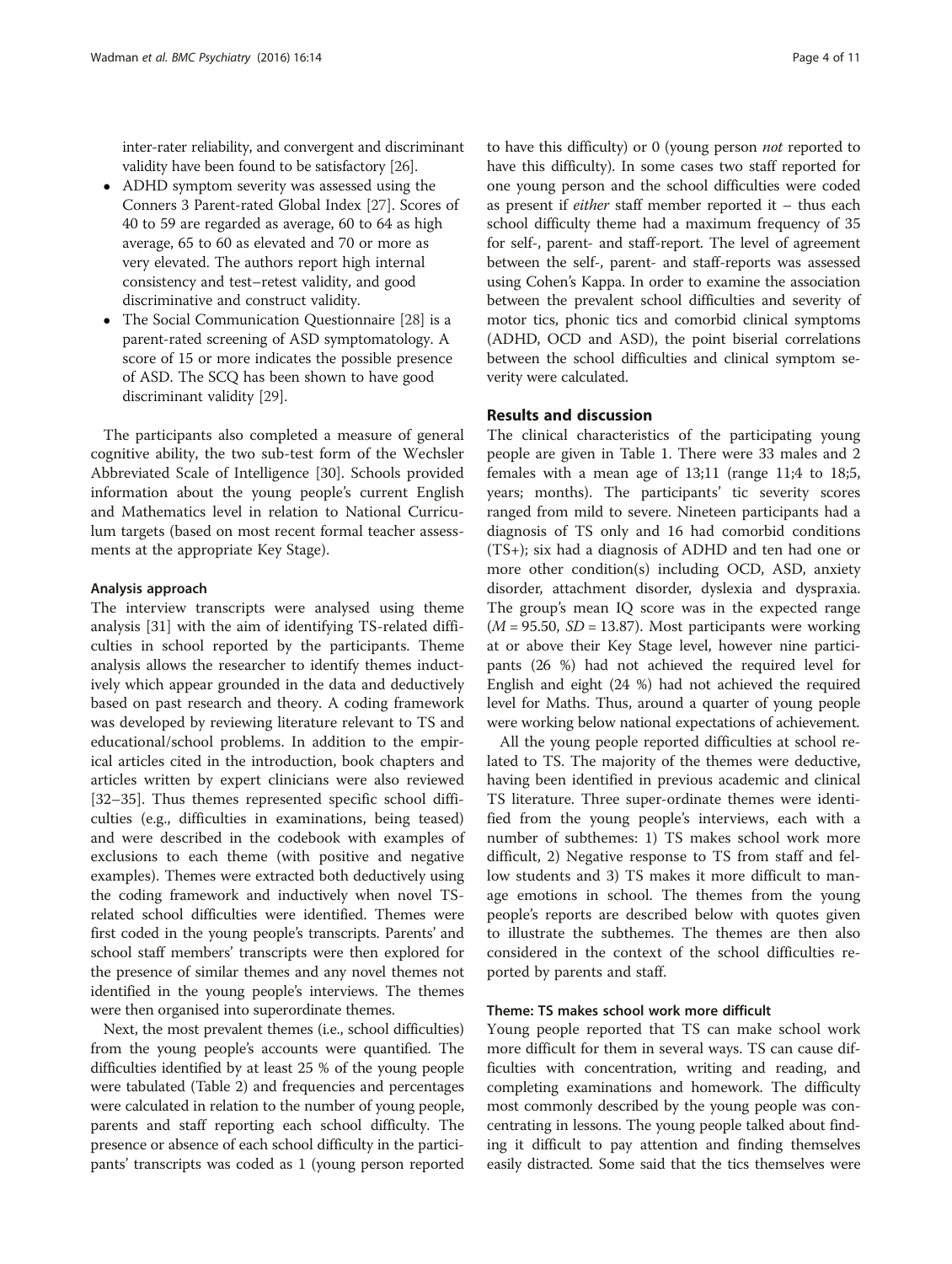inter-rater reliability, and convergent and discriminant validity have been found to be satisfactory [26].

- ADHD symptom severity was assessed using the Conners 3 Parent-rated Global Index [27]. Scores of 40 to 59 are regarded as average, 60 to 64 as high average, 65 to 60 as elevated and 70 or more as very elevated. The authors report high internal consistency and test–retest validity, and good discriminative and construct validity.
- The Social Communication Questionnaire [28] is a parent-rated screening of ASD symptomatology. A score of 15 or more indicates the possible presence of ASD. The SCQ has been shown to have good discriminant validity [29].

The participants also completed a measure of general cognitive ability, the two sub-test form of the Wechsler Abbreviated Scale of Intelligence [30]. Schools provided information about the young people's current English and Mathematics level in relation to National Curriculum targets (based on most recent formal teacher assessments at the appropriate Key Stage).

### Analysis approach

The interview transcripts were analysed using theme analysis [31] with the aim of identifying TS-related difficulties in school reported by the participants. Theme analysis allows the researcher to identify themes inductively which appear grounded in the data and deductively based on past research and theory. A coding framework was developed by reviewing literature relevant to TS and educational/school problems. In addition to the empirical articles cited in the introduction, book chapters and articles written by expert clinicians were also reviewed [32–35]. Thus themes represented specific school difficulties (e.g., difficulties in examinations, being teased) and were described in the codebook with examples of exclusions to each theme (with positive and negative examples). Themes were extracted both deductively using the coding framework and inductively when novel TS-related school difficulties were identified. Themes were first coded in the young people's transcripts. Parents' and school staff members' transcripts were then explored for the presence of similar themes and any novel themes not identified in the young people's interviews. The themes were then organised into superordinate themes.

Next, the most prevalent themes (i.e., school difficulties) from the young people's accounts were quantified. The difficulties identified by at least 25 % of the young people were tabulated (Table 2) and frequencies and percentages were calculated in relation to the number of young people, parents and staff reporting each school difficulty. The presence or absence of each school difficulty in the participants' transcripts was coded as 1 (young person reported to have this difficulty) or 0 (young person *not* reported to have this difficulty). In some cases two staff reported for one young person and the school difficulties were coded as present if *either* staff member reported it – thus each school difficulty theme had a maximum frequency of 35 for self-, parent- and staff-report. The level of agreement between the self-, parent- and staff-reports was assessed using Cohen's Kappa. In order to examine the association between the prevalent school difficulties and severity of motor tics, phonic tics and comorbid clinical symptoms (ADHD, OCD and ASD), the point biserial correlations between the school difficulties and clinical symptom severity were calculated.

## Results and discussion

The clinical characteristics of the participating young people are given in Table 1. There were 33 males and 2 females with a mean age of 13;11 (range 11;4 to 18;5, years; months). The participants' tic severity scores ranged from mild to severe. Nineteen participants had a diagnosis of TS only and 16 had comorbid conditions (TS+); six had a diagnosis of ADHD and ten had one or more other condition(s) including OCD, ASD, anxiety disorder, attachment disorder, dyslexia and dyspraxia. The group's mean IQ score was in the expected range ($M = 95.50$, $SD = 13.87$). Most participants were working at or above their Key Stage level, however nine participants (26 %) had not achieved the required level for English and eight (24 %) had not achieved the required level for Maths. Thus, around a quarter of young people were working below national expectations of achievement.

All the young people reported difficulties at school related to TS. The majority of the themes were deductive, having been identified in previous academic and clinical TS literature. Three super-ordinate themes were identified from the young people's interviews, each with a number of subthemes: 1) TS makes school work more difficult, 2) Negative response to TS from staff and fellow students and 3) TS makes it more difficult to manage emotions in school. The themes from the young people's reports are described below with quotes given to illustrate the subthemes. The themes are then also considered in the context of the school difficulties reported by parents and staff.

### Theme: TS makes school work more difficult

Young people reported that TS can make school work more difficult for them in several ways. TS can cause difficulties with concentration, writing and reading, and completing examinations and homework. The difficulty most commonly described by the young people was concentrating in lessons. The young people talked about finding it difficult to pay attention and finding themselves easily distracted. Some said that the tics themselves were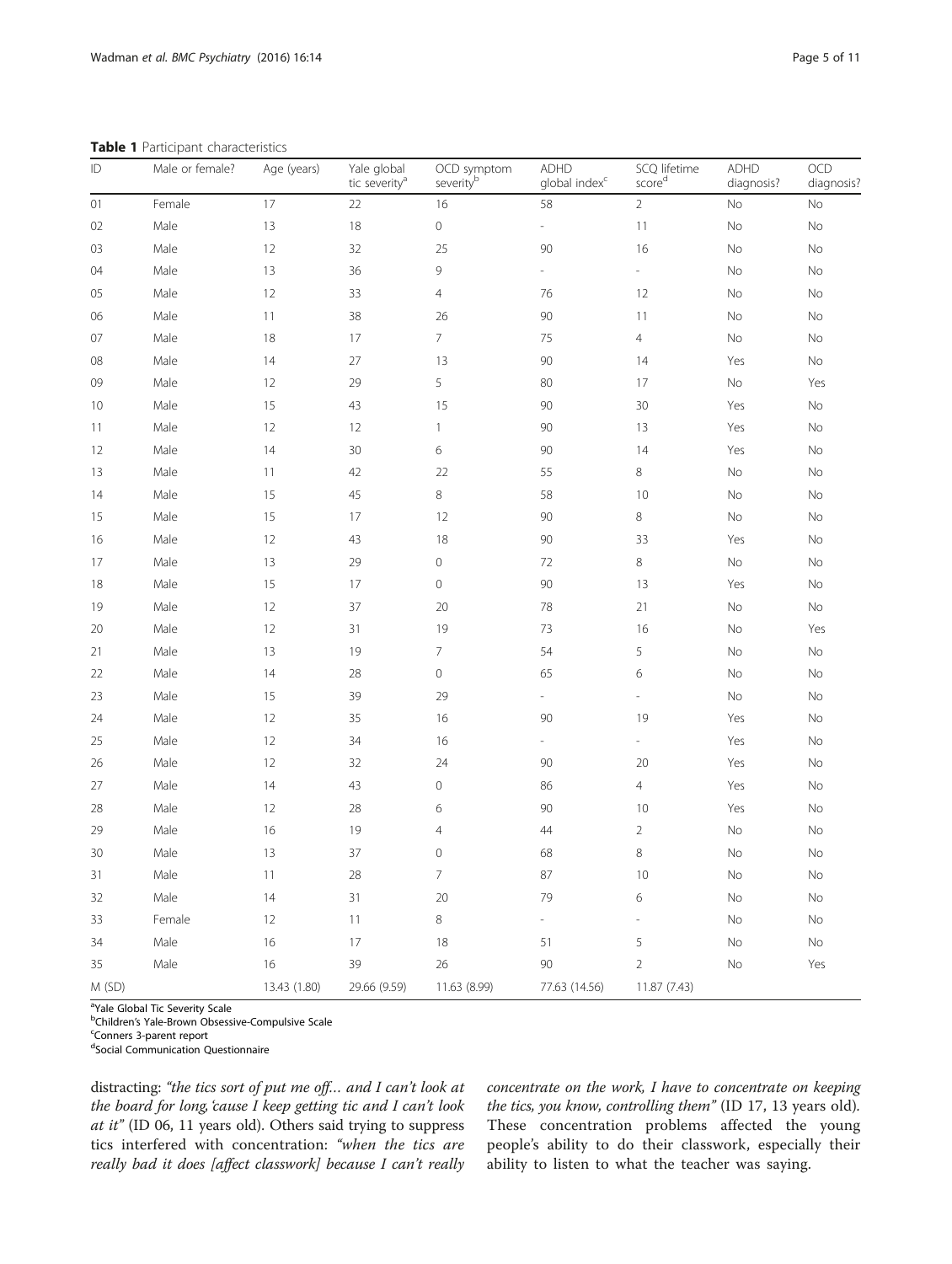**Table 1** Participant characteristics

| ID | Male or female? | Age (years) | Yale global tic severity[a] | OCD symptom severity[b] | ADHD global index[c] | SCQ lifetime score[d] | ADHD diagnosis? | OCD diagnosis? |
|---|---|---|---|---|---|---|---|---|
| 01 | Female | 17 | 22 | 16 | 58 | 2 | No | No |
| 02 | Male | 13 | 18 | 0 | - | 11 | No | No |
| 03 | Male | 12 | 32 | 25 | 90 | 16 | No | No |
| 04 | Male | 13 | 36 | 9 | - | - | No | No |
| 05 | Male | 12 | 33 | 4 | 76 | 12 | No | No |
| 06 | Male | 11 | 38 | 26 | 90 | 11 | No | No |
| 07 | Male | 18 | 17 | 7 | 75 | 4 | No | No |
| 08 | Male | 14 | 27 | 13 | 90 | 14 | Yes | No |
| 09 | Male | 12 | 29 | 5 | 80 | 17 | No | Yes |
| 10 | Male | 15 | 43 | 15 | 90 | 30 | Yes | No |
| 11 | Male | 12 | 12 | 1 | 90 | 13 | Yes | No |
| 12 | Male | 14 | 30 | 6 | 90 | 14 | Yes | No |
| 13 | Male | 11 | 42 | 22 | 55 | 8 | No | No |
| 14 | Male | 15 | 45 | 8 | 58 | 10 | No | No |
| 15 | Male | 15 | 17 | 12 | 90 | 8 | No | No |
| 16 | Male | 12 | 43 | 18 | 90 | 33 | Yes | No |
| 17 | Male | 13 | 29 | 0 | 72 | 8 | No | No |
| 18 | Male | 15 | 17 | 0 | 90 | 13 | Yes | No |
| 19 | Male | 12 | 37 | 20 | 78 | 21 | No | No |
| 20 | Male | 12 | 31 | 19 | 73 | 16 | No | Yes |
| 21 | Male | 13 | 19 | 7 | 54 | 5 | No | No |
| 22 | Male | 14 | 28 | 0 | 65 | 6 | No | No |
| 23 | Male | 15 | 39 | 29 | - | - | No | No |
| 24 | Male | 12 | 35 | 16 | 90 | 19 | Yes | No |
| 25 | Male | 12 | 34 | 16 | - | - | Yes | No |
| 26 | Male | 12 | 32 | 24 | 90 | 20 | Yes | No |
| 27 | Male | 14 | 43 | 0 | 86 | 4 | Yes | No |
| 28 | Male | 12 | 28 | 6 | 90 | 10 | Yes | No |
| 29 | Male | 16 | 19 | 4 | 44 | 2 | No | No |
| 30 | Male | 13 | 37 | 0 | 68 | 8 | No | No |
| 31 | Male | 11 | 28 | 7 | 87 | 10 | No | No |
| 32 | Male | 14 | 31 | 20 | 79 | 6 | No | No |
| 33 | Female | 12 | 11 | 8 | - | - | No | No |
| 34 | Male | 16 | 17 | 18 | 51 | 5 | No | No |
| 35 | Male | 16 | 39 | 26 | 90 | 2 | No | Yes |
| M (SD) | | 13.43 (1.80) | 29.66 (9.59) | 11.63 (8.99) | 77.63 (14.56) | 11.87 (7.43) | | |

[a]Yale Global Tic Severity Scale
[b]Children's Yale-Brown Obsessive-Compulsive Scale
[c]Conners 3-parent report
[d]Social Communication Questionnaire

distracting: *"the tics sort of put me off… and I can't look at the board for long, 'cause I keep getting tic and I can't look at it"* (ID 06, 11 years old). Others said trying to suppress tics interfered with concentration: *"when the tics are really bad it does [affect classwork] because I can't really concentrate on the work, I have to concentrate on keeping the tics, you know, controlling them"* (ID 17, 13 years old). These concentration problems affected the young people's ability to do their classwork, especially their ability to listen to what the teacher was saying.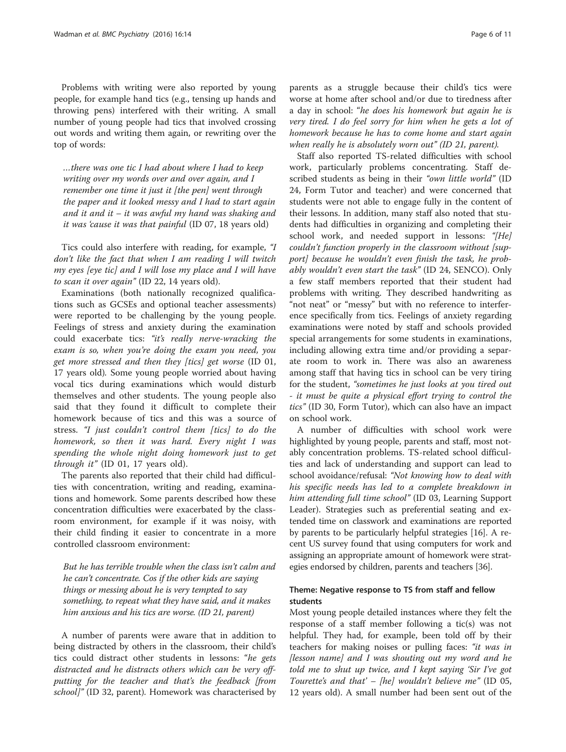Problems with writing were also reported by young people, for example hand tics (e.g., tensing up hands and throwing pens) interfered with their writing. A small number of young people had tics that involved crossing out words and writing them again, or rewriting over the top of words:

> …there was one tic I had about where I had to keep writing over my words over and over again, and I remember one time it just it [the pen] went through the paper and it looked messy and I had to start again and it and it – it was awful my hand was shaking and it was 'cause it was that painful (ID 07, 18 years old)

Tics could also interfere with reading, for example, *"I don't like the fact that when I am reading I will twitch my eyes [eye tic] and I will lose my place and I will have to scan it over again"* (ID 22, 14 years old).

Examinations (both nationally recognized qualifications such as GCSEs and optional teacher assessments) were reported to be challenging by the young people. Feelings of stress and anxiety during the examination could exacerbate tics: *"it's really nerve-wracking the exam is so, when you're doing the exam you need, you get more stressed and then they [tics] get worse* (ID 01, 17 years old)*.* Some young people worried about having vocal tics during examinations which would disturb themselves and other students. The young people also said that they found it difficult to complete their homework because of tics and this was a source of stress. *"I just couldn't control them [tics] to do the homework, so then it was hard. Every night I was spending the whole night doing homework just to get through it"* (ID 01, 17 years old).

The parents also reported that their child had difficulties with concentration, writing and reading, examinations and homework. Some parents described how these concentration difficulties were exacerbated by the classroom environment, for example if it was noisy, with their child finding it easier to concentrate in a more controlled classroom environment:

> But he has terrible trouble when the class isn't calm and he can't concentrate. Cos if the other kids are saying things or messing about he is very tempted to say something, to repeat what they have said, and it makes him anxious and his tics are worse. (ID 21, parent)

A number of parents were aware that in addition to being distracted by others in the classroom, their child's tics could distract other students in lessons: "*he gets distracted and he distracts others which can be very off-putting for the teacher and that's the feedback [from school]"* (ID 32, parent). Homework was characterised by parents as a struggle because their child's tics were worse at home after school and/or due to tiredness after a day in school: *"he does his homework but again he is very tired. I do feel sorry for him when he gets a lot of homework because he has to come home and start again when really he is absolutely worn out" (ID 21, parent).*

Staff also reported TS-related difficulties with school work, particularly problems concentrating. Staff described students as being in their *"own little world"* (ID 24, Form Tutor and teacher) and were concerned that students were not able to engage fully in the content of their lessons. In addition, many staff also noted that students had difficulties in organizing and completing their school work, and needed support in lessons: *"[He] couldn't function properly in the classroom without [support] because he wouldn't even finish the task, he probably wouldn't even start the task"* (ID 24, SENCO). Only a few staff members reported that their student had problems with writing. They described handwriting as "not neat" or "messy" but with no reference to interference specifically from tics. Feelings of anxiety regarding examinations were noted by staff and schools provided special arrangements for some students in examinations, including allowing extra time and/or providing a separate room to work in. There was also an awareness among staff that having tics in school can be very tiring for the student, *"sometimes he just looks at you tired out - it must be quite a physical effort trying to control the tics"* (ID 30, Form Tutor), which can also have an impact on school work.

A number of difficulties with school work were highlighted by young people, parents and staff, most notably concentration problems. TS-related school difficulties and lack of understanding and support can lead to school avoidance/refusal: *"Not knowing how to deal with his specific needs has led to a complete breakdown in him attending full time school"* (ID 03, Learning Support Leader). Strategies such as preferential seating and extended time on classwork and examinations are reported by parents to be particularly helpful strategies [16]. A recent US survey found that using computers for work and assigning an appropriate amount of homework were strategies endorsed by children, parents and teachers [36].

### Theme: Negative response to TS from staff and fellow students

Most young people detailed instances where they felt the response of a staff member following a tic(s) was not helpful. They had, for example, been told off by their teachers for making noises or pulling faces: *"it was in [lesson name] and I was shouting out my word and he told me to shut up twice, and I kept saying 'Sir I've got Tourette's and that' – [he] wouldn't believe me"* (ID 05, 12 years old). A small number had been sent out of the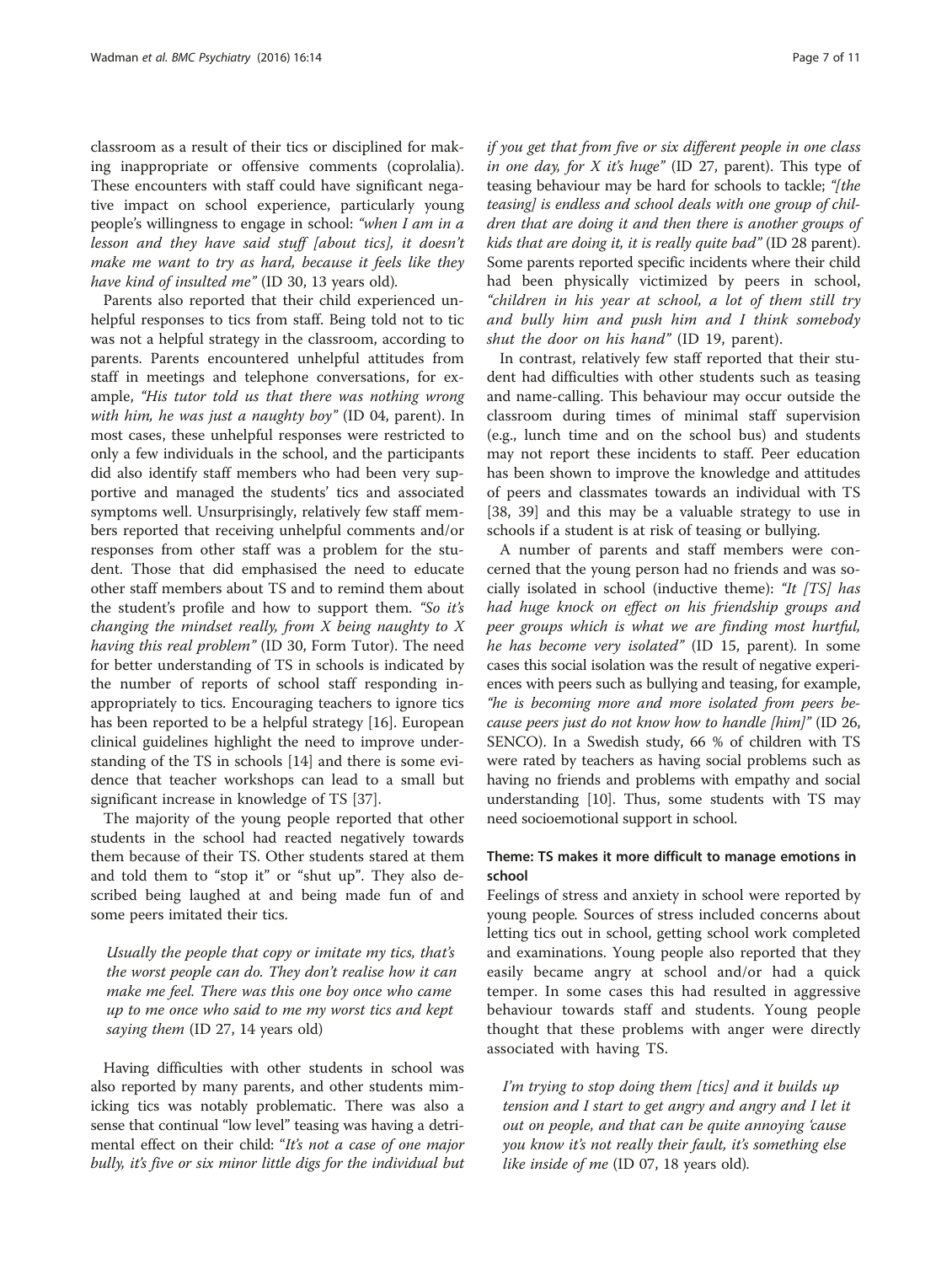classroom as a result of their tics or disciplined for making inappropriate or offensive comments (coprolalia). These encounters with staff could have significant negative impact on school experience, particularly young people's willingness to engage in school: *"when I am in a lesson and they have said stuff [about tics], it doesn't make me want to try as hard, because it feels like they have kind of insulted me"* (ID 30, 13 years old).

Parents also reported that their child experienced unhelpful responses to tics from staff. Being told not to tic was not a helpful strategy in the classroom, according to parents. Parents encountered unhelpful attitudes from staff in meetings and telephone conversations, for example, *"His tutor told us that there was nothing wrong with him, he was just a naughty boy"* (ID 04, parent). In most cases, these unhelpful responses were restricted to only a few individuals in the school, and the participants did also identify staff members who had been very supportive and managed the students' tics and associated symptoms well. Unsurprisingly, relatively few staff members reported that receiving unhelpful comments and/or responses from other staff was a problem for the student. Those that did emphasised the need to educate other staff members about TS and to remind them about the student's profile and how to support them. *"So it's changing the mindset really, from X being naughty to X having this real problem"* (ID 30, Form Tutor). The need for better understanding of TS in schools is indicated by the number of reports of school staff responding inappropriately to tics. Encouraging teachers to ignore tics has been reported to be a helpful strategy [16]. European clinical guidelines highlight the need to improve understanding of the TS in schools [14] and there is some evidence that teacher workshops can lead to a small but significant increase in knowledge of TS [37].

The majority of the young people reported that other students in the school had reacted negatively towards them because of their TS. Other students stared at them and told them to "stop it" or "shut up". They also described being laughed at and being made fun of and some peers imitated their tics.

> *Usually the people that copy or imitate my tics, that's the worst people can do. They don't realise how it can make me feel. There was this one boy once who came up to me once who said to me my worst tics and kept saying them* (ID 27, 14 years old)

Having difficulties with other students in school was also reported by many parents, and other students mimicking tics was notably problematic. There was also a sense that continual "low level" teasing was having a detrimental effect on their child: "*It's not a case of one major bully, it's five or six minor little digs for the individual but if you get that from five or six different people in one class in one day, for X it's huge"* (ID 27, parent). This type of teasing behaviour may be hard for schools to tackle; *"[the teasing] is endless and school deals with one group of children that are doing it and then there is another groups of kids that are doing it, it is really quite bad"* (ID 28 parent). Some parents reported specific incidents where their child had been physically victimized by peers in school, *"children in his year at school, a lot of them still try and bully him and push him and I think somebody shut the door on his hand"* (ID 19, parent).

In contrast, relatively few staff reported that their student had difficulties with other students such as teasing and name-calling. This behaviour may occur outside the classroom during times of minimal staff supervision (e.g., lunch time and on the school bus) and students may not report these incidents to staff. Peer education has been shown to improve the knowledge and attitudes of peers and classmates towards an individual with TS [38, 39] and this may be a valuable strategy to use in schools if a student is at risk of teasing or bullying.

A number of parents and staff members were concerned that the young person had no friends and was socially isolated in school (inductive theme): *"It [TS] has had huge knock on effect on his friendship groups and peer groups which is what we are finding most hurtful, he has become very isolated"* (ID 15, parent). In some cases this social isolation was the result of negative experiences with peers such as bullying and teasing, for example, *"he is becoming more and more isolated from peers because peers just do not know how to handle [him]"* (ID 26, SENCO). In a Swedish study, 66 % of children with TS were rated by teachers as having social problems such as having no friends and problems with empathy and social understanding [10]. Thus, some students with TS may need socioemotional support in school.

### Theme: TS makes it more difficult to manage emotions in school

Feelings of stress and anxiety in school were reported by young people. Sources of stress included concerns about letting tics out in school, getting school work completed and examinations. Young people also reported that they easily became angry at school and/or had a quick temper. In some cases this had resulted in aggressive behaviour towards staff and students. Young people thought that these problems with anger were directly associated with having TS.

> *I'm trying to stop doing them [tics] and it builds up tension and I start to get angry and angry and I let it out on people, and that can be quite annoying 'cause you know it's not really their fault, it's something else like inside of me* (ID 07, 18 years old).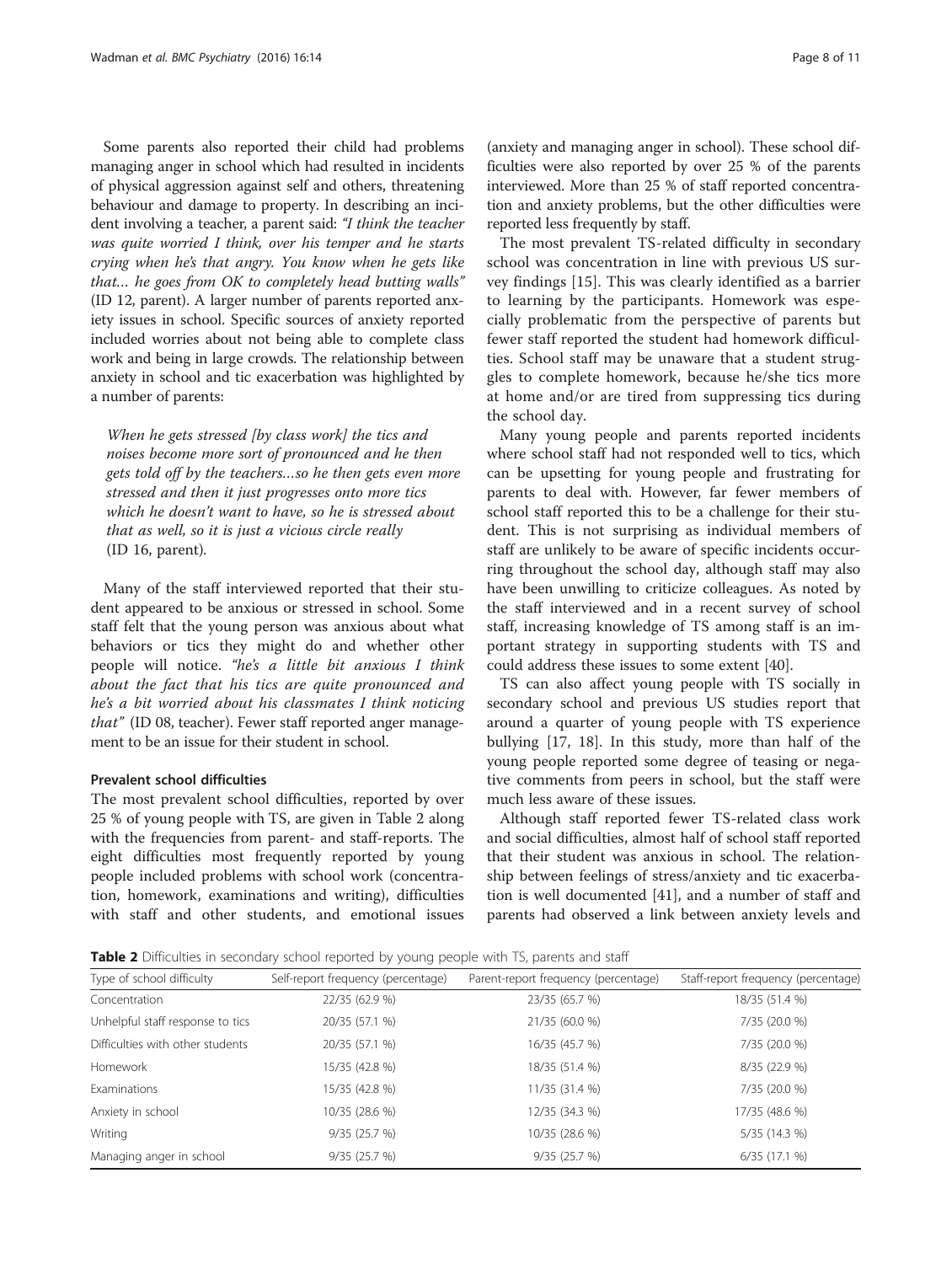Some parents also reported their child had problems managing anger in school which had resulted in incidents of physical aggression against self and others, threatening behaviour and damage to property. In describing an incident involving a teacher, a parent said: *"I think the teacher was quite worried I think, over his temper and he starts crying when he's that angry. You know when he gets like that… he goes from OK to completely head butting walls"* (ID 12, parent). A larger number of parents reported anxiety issues in school. Specific sources of anxiety reported included worries about not being able to complete class work and being in large crowds. The relationship between anxiety in school and tic exacerbation was highlighted by a number of parents:

> *When he gets stressed [by class work] the tics and noises become more sort of pronounced and he then gets told off by the teachers…so he then gets even more stressed and then it just progresses onto more tics which he doesn't want to have, so he is stressed about that as well, so it is just a vicious circle really* (ID 16, parent).

Many of the staff interviewed reported that their student appeared to be anxious or stressed in school. Some staff felt that the young person was anxious about what behaviors or tics they might do and whether other people will notice. *"he's a little bit anxious I think about the fact that his tics are quite pronounced and he's a bit worried about his classmates I think noticing that"* (ID 08, teacher). Fewer staff reported anger management to be an issue for their student in school.

### Prevalent school difficulties

The most prevalent school difficulties, reported by over 25 % of young people with TS, are given in Table 2 along with the frequencies from parent- and staff-reports. The eight difficulties most frequently reported by young people included problems with school work (concentration, homework, examinations and writing), difficulties with staff and other students, and emotional issues (anxiety and managing anger in school). These school difficulties were also reported by over 25 % of the parents interviewed. More than 25 % of staff reported concentration and anxiety problems, but the other difficulties were reported less frequently by staff.

The most prevalent TS-related difficulty in secondary school was concentration in line with previous US survey findings [15]. This was clearly identified as a barrier to learning by the participants. Homework was especially problematic from the perspective of parents but fewer staff reported the student had homework difficulties. School staff may be unaware that a student struggles to complete homework, because he/she tics more at home and/or are tired from suppressing tics during the school day.

Many young people and parents reported incidents where school staff had not responded well to tics, which can be upsetting for young people and frustrating for parents to deal with. However, far fewer members of school staff reported this to be a challenge for their student. This is not surprising as individual members of staff are unlikely to be aware of specific incidents occurring throughout the school day, although staff may also have been unwilling to criticize colleagues. As noted by the staff interviewed and in a recent survey of school staff, increasing knowledge of TS among staff is an important strategy in supporting students with TS and could address these issues to some extent [40].

TS can also affect young people with TS socially in secondary school and previous US studies report that around a quarter of young people with TS experience bullying [17, 18]. In this study, more than half of the young people reported some degree of teasing or negative comments from peers in school, but the staff were much less aware of these issues.

Although staff reported fewer TS-related class work and social difficulties, almost half of school staff reported that their student was anxious in school. The relationship between feelings of stress/anxiety and tic exacerbation is well documented [41], and a number of staff and parents had observed a link between anxiety levels and

**Table 2** Difficulties in secondary school reported by young people with TS, parents and staff

| Type of school difficulty | Self-report frequency (percentage) | Parent-report frequency (percentage) | Staff-report frequency (percentage) |
|---|---|---|---|
| Concentration | 22/35 (62.9 %) | 23/35 (65.7 %) | 18/35 (51.4 %) |
| Unhelpful staff response to tics | 20/35 (57.1 %) | 21/35 (60.0 %) | 7/35 (20.0 %) |
| Difficulties with other students | 20/35 (57.1 %) | 16/35 (45.7 %) | 7/35 (20.0 %) |
| Homework | 15/35 (42.8 %) | 18/35 (51.4 %) | 8/35 (22.9 %) |
| Examinations | 15/35 (42.8 %) | 11/35 (31.4 %) | 7/35 (20.0 %) |
| Anxiety in school | 10/35 (28.6 %) | 12/35 (34.3 %) | 17/35 (48.6 %) |
| Writing | 9/35 (25.7 %) | 10/35 (28.6 %) | 5/35 (14.3 %) |
| Managing anger in school | 9/35 (25.7 %) | 9/35 (25.7 %) | 6/35 (17.1 %) |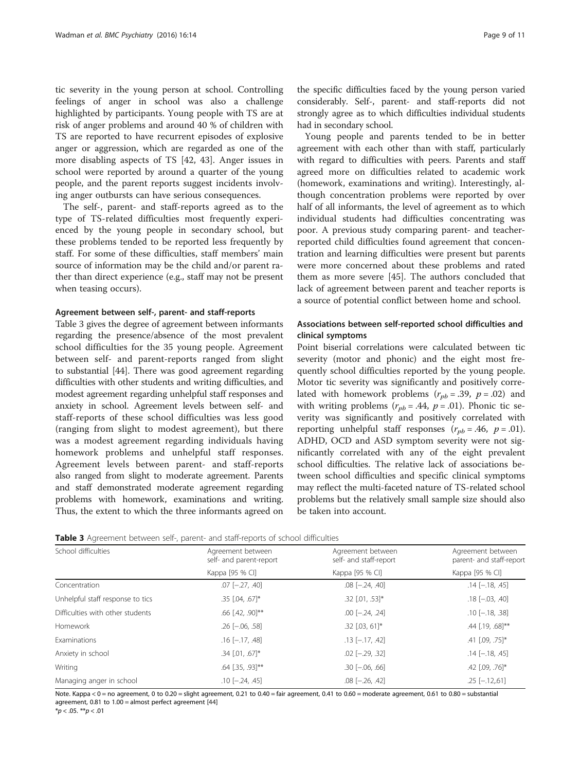tic severity in the young person at school. Controlling feelings of anger in school was also a challenge highlighted by participants. Young people with TS are at risk of anger problems and around 40 % of children with TS are reported to have recurrent episodes of explosive anger or aggression, which are regarded as one of the more disabling aspects of TS [42, 43]. Anger issues in school were reported by around a quarter of the young people, and the parent reports suggest incidents involving anger outbursts can have serious consequences.

The self-, parent- and staff-reports agreed as to the type of TS-related difficulties most frequently experienced by the young people in secondary school, but these problems tended to be reported less frequently by staff. For some of these difficulties, staff members' main source of information may be the child and/or parent rather than direct experience (e.g., staff may not be present when teasing occurs).

### Agreement between self-, parent- and staff-reports

Table 3 gives the degree of agreement between informants regarding the presence/absence of the most prevalent school difficulties for the 35 young people. Agreement between self- and parent-reports ranged from slight to substantial [44]. There was good agreement regarding difficulties with other students and writing difficulties, and modest agreement regarding unhelpful staff responses and anxiety in school. Agreement levels between self- and staff-reports of these school difficulties was less good (ranging from slight to modest agreement), but there was a modest agreement regarding individuals having homework problems and unhelpful staff responses. Agreement levels between parent- and staff-reports also ranged from slight to moderate agreement. Parents and staff demonstrated moderate agreement regarding problems with homework, examinations and writing. Thus, the extent to which the three informants agreed on the specific difficulties faced by the young person varied considerably. Self-, parent- and staff-reports did not strongly agree as to which difficulties individual students had in secondary school.

Young people and parents tended to be in better agreement with each other than with staff, particularly with regard to difficulties with peers. Parents and staff agreed more on difficulties related to academic work (homework, examinations and writing). Interestingly, although concentration problems were reported by over half of all informants, the level of agreement as to which individual students had difficulties concentrating was poor. A previous study comparing parent- and teacher-reported child difficulties found agreement that concentration and learning difficulties were present but parents were more concerned about these problems and rated them as more severe [45]. The authors concluded that lack of agreement between parent and teacher reports is a source of potential conflict between home and school.

### Associations between self-reported school difficulties and clinical symptoms

Point biserial correlations were calculated between tic severity (motor and phonic) and the eight most frequently school difficulties reported by the young people. Motor tic severity was significantly and positively correlated with homework problems ($r_{pb} = .39$, $p = .02$) and with writing problems ($r_{pb} = .44$, $p = .01$). Phonic tic severity was significantly and positively correlated with reporting unhelpful staff responses ($r_{pb} = .46$, $p = .01$). ADHD, OCD and ASD symptom severity were not significantly correlated with any of the eight prevalent school difficulties. The relative lack of associations between school difficulties and specific clinical symptoms may reflect the multi-faceted nature of TS-related school problems but the relatively small sample size should also be taken into account.

**Table 3** Agreement between self-, parent- and staff-reports of school difficulties

| School difficulties | Agreement between self- and parent-report | Agreement between self- and staff-report | Agreement between parent- and staff-report |
|---|---|---|---|
| | Kappa [95 % CI] | Kappa [95 % CI] | Kappa [95 % CI] |
| Concentration | .07 [−.27, .40] | .08 [−.24, .40] | .14 [−.18, .45] |
| Unhelpful staff response to tics | .35 [.04, .67]* | .32 [.01, .53]* | .18 [−.03, .40] |
| Difficulties with other students | .66 [.42, .90]** | .00 [−.24, .24] | .10 [−.18, .38] |
| Homework | .26 [−.06, .58] | .32 [.03, 61]* | .44 [.19, .68]** |
| Examinations | .16 [−.17, .48] | .13 [−.17, .42] | .41 [.09, .75]* |
| Anxiety in school | .34 [.01, .67]* | .02 [−.29, .32] | .14 [−.18, .45] |
| Writing | .64 [.35, .93]** | .30 [−.06, .66] | .42 [.09, .76]* |
| Managing anger in school | .10 [−.24, .45] | .08 [−.26, .42] | .25 [−.12,.61] |

Note. Kappa < 0 = no agreement, 0 to 0.20 = slight agreement, 0.21 to 0.40 = fair agreement, 0.41 to 0.60 = moderate agreement, 0.61 to 0.80 = substantial agreement, 0.81 to 1.00 = almost perfect agreement [44]

\*$p < .05$. \*\*$p < .01$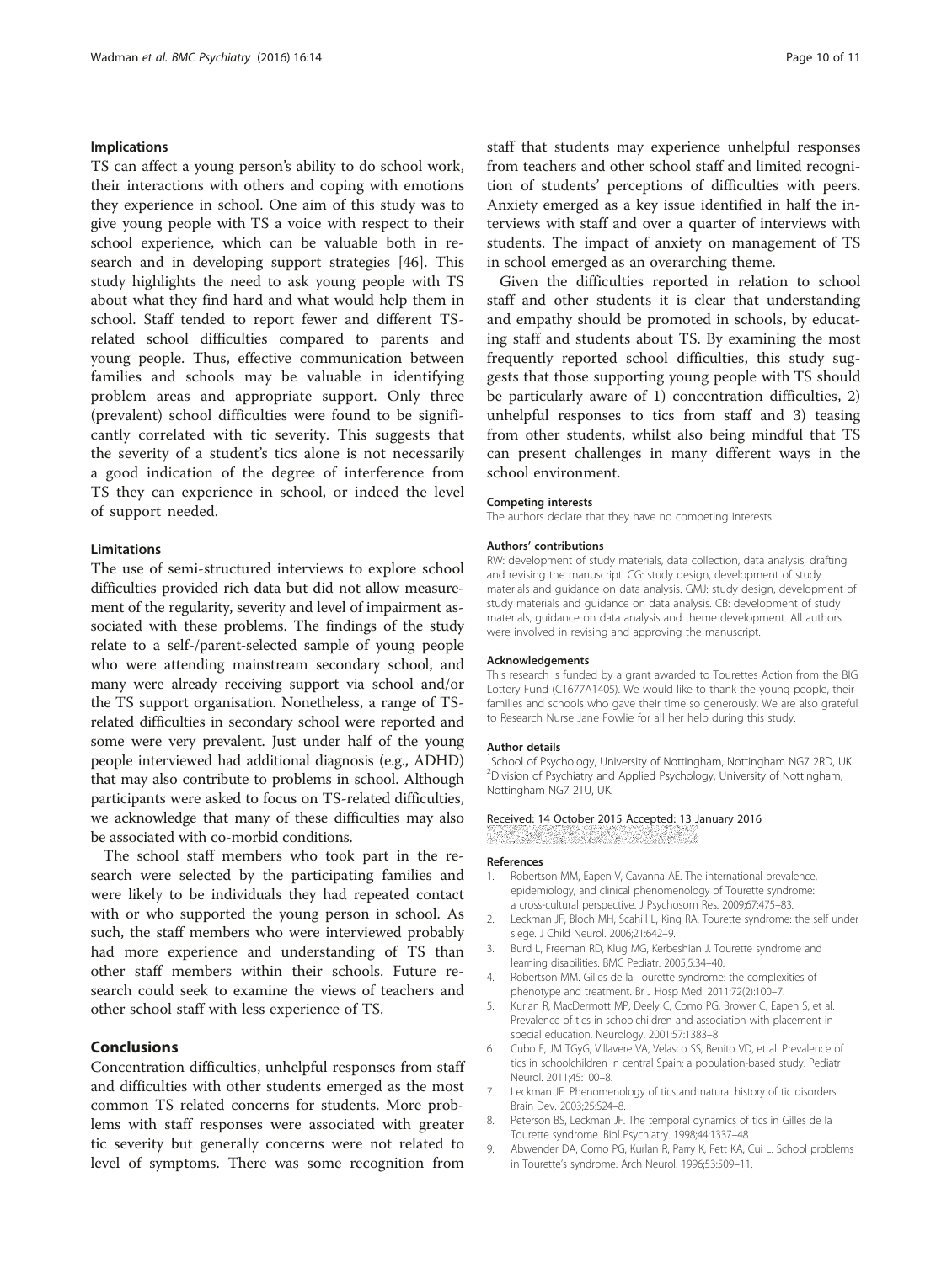### Implications

TS can affect a young person's ability to do school work, their interactions with others and coping with emotions they experience in school. One aim of this study was to give young people with TS a voice with respect to their school experience, which can be valuable both in research and in developing support strategies [46]. This study highlights the need to ask young people with TS about what they find hard and what would help them in school. Staff tended to report fewer and different TS-related school difficulties compared to parents and young people. Thus, effective communication between families and schools may be valuable in identifying problem areas and appropriate support. Only three (prevalent) school difficulties were found to be significantly correlated with tic severity. This suggests that the severity of a student's tics alone is not necessarily a good indication of the degree of interference from TS they can experience in school, or indeed the level of support needed.

### Limitations

The use of semi-structured interviews to explore school difficulties provided rich data but did not allow measurement of the regularity, severity and level of impairment associated with these problems. The findings of the study relate to a self-/parent-selected sample of young people who were attending mainstream secondary school, and many were already receiving support via school and/or the TS support organisation. Nonetheless, a range of TS-related difficulties in secondary school were reported and some were very prevalent. Just under half of the young people interviewed had additional diagnosis (e.g., ADHD) that may also contribute to problems in school. Although participants were asked to focus on TS-related difficulties, we acknowledge that many of these difficulties may also be associated with co-morbid conditions.

The school staff members who took part in the research were selected by the participating families and were likely to be individuals they had repeated contact with or who supported the young person in school. As such, the staff members who were interviewed probably had more experience and understanding of TS than other staff members within their schools. Future research could seek to examine the views of teachers and other school staff with less experience of TS.

## Conclusions

Concentration difficulties, unhelpful responses from staff and difficulties with other students emerged as the most common TS related concerns for students. More problems with staff responses were associated with greater tic severity but generally concerns were not related to level of symptoms. There was some recognition from staff that students may experience unhelpful responses from teachers and other school staff and limited recognition of students' perceptions of difficulties with peers. Anxiety emerged as a key issue identified in half the interviews with staff and over a quarter of interviews with students. The impact of anxiety on management of TS in school emerged as an overarching theme.

Given the difficulties reported in relation to school staff and other students it is clear that understanding and empathy should be promoted in schools, by educating staff and students about TS. By examining the most frequently reported school difficulties, this study suggests that those supporting young people with TS should be particularly aware of 1) concentration difficulties, 2) unhelpful responses to tics from staff and 3) teasing from other students, whilst also being mindful that TS can present challenges in many different ways in the school environment.

#### Competing interests

The authors declare that they have no competing interests.

#### Authors' contributions

RW: development of study materials, data collection, data analysis, drafting and revising the manuscript. CG: study design, development of study materials and guidance on data analysis. GMJ: study design, development of study materials and guidance on data analysis. CB: development of study materials, guidance on data analysis and theme development. All authors were involved in revising and approving the manuscript.

#### Acknowledgements

This research is funded by a grant awarded to Tourettes Action from the BIG Lottery Fund (C1677A1405). We would like to thank the young people, their families and schools who gave their time so generously. We are also grateful to Research Nurse Jane Fowlie for all her help during this study.

#### Author details

[1]School of Psychology, University of Nottingham, Nottingham NG7 2RD, UK. [2]Division of Psychiatry and Applied Psychology, University of Nottingham, Nottingham NG7 2TU, UK.

Received: 14 October 2015 Accepted: 13 January 2016

#### References

1. Robertson MM, Eapen V, Cavanna AE. The international prevalence, epidemiology, and clinical phenomenology of Tourette syndrome: a cross-cultural perspective. J Psychosom Res. 2009;67:475–83.
2. Leckman JF, Bloch MH, Scahill L, King RA. Tourette syndrome: the self under siege. J Child Neurol. 2006;21:642–9.
3. Burd L, Freeman RD, Klug MG, Kerbeshian J. Tourette syndrome and learning disabilities. BMC Pediatr. 2005;5:34–40.
4. Robertson MM. Gilles de la Tourette syndrome: the complexities of phenotype and treatment. Br J Hosp Med. 2011;72(2):100–7.
5. Kurlan R, MacDermott MP, Deely C, Como PG, Brower C, Eapen S, et al. Prevalence of tics in schoolchildren and association with placement in special education. Neurology. 2001;57:1383–8.
6. Cubo E, JM TGyG, Villavere VA, Velasco SS, Benito VD, et al. Prevalence of tics in schoolchildren in central Spain: a population-based study. Pediatr Neurol. 2011;45:100–8.
7. Leckman JF. Phenomenology of tics and natural history of tic disorders. Brain Dev. 2003;25:S24–8.
8. Peterson BS, Leckman JF. The temporal dynamics of tics in Gilles de la Tourette syndrome. Biol Psychiatry. 1998;44:1337–48.
9. Abwender DA, Como PG, Kurlan R, Parry K, Fett KA, Cui L. School problems in Tourette's syndrome. Arch Neurol. 1996;53:509–11.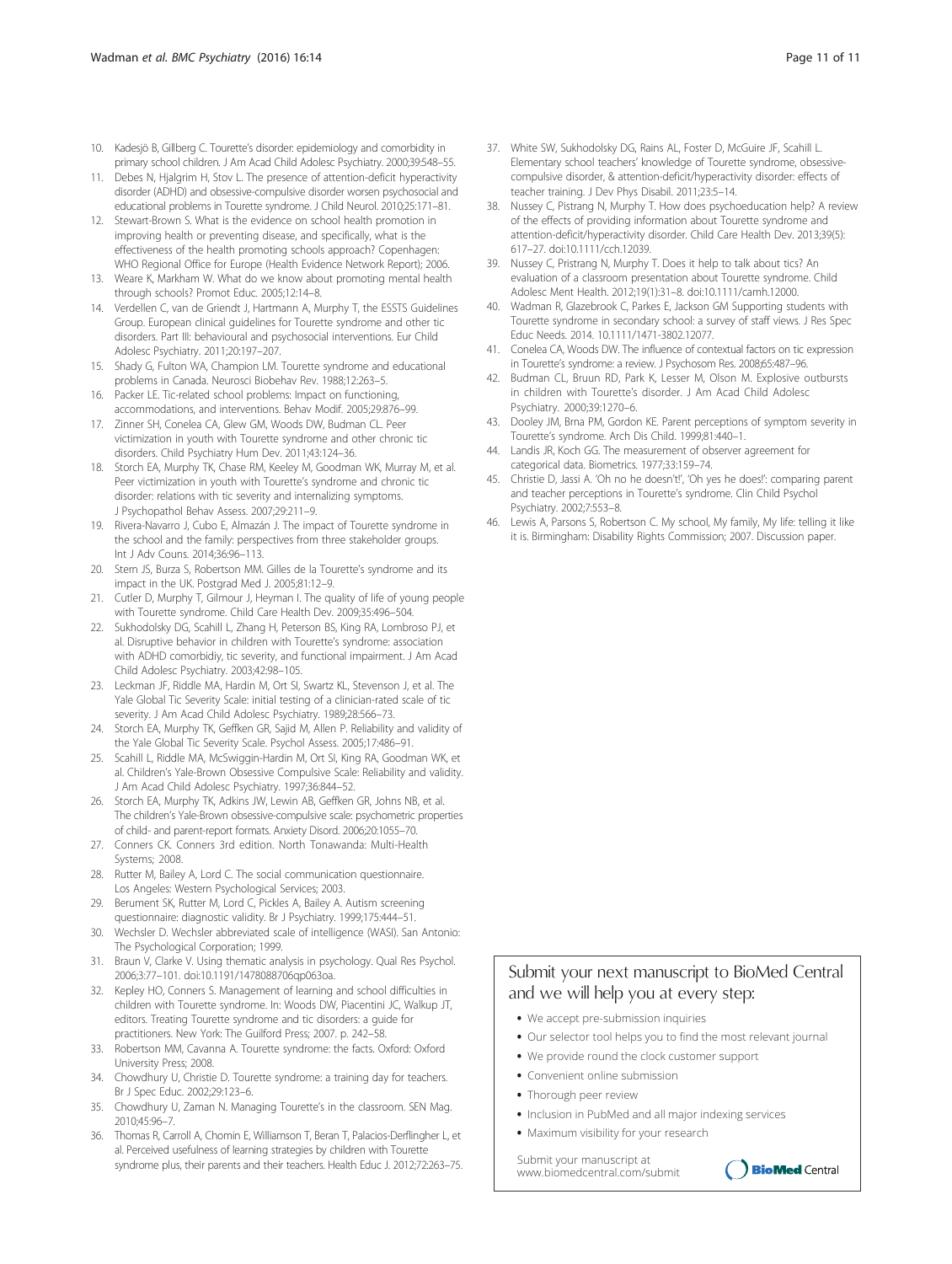10. Kadesjö B, Gillberg C. Tourette's disorder: epidemiology and comorbidity in primary school children. J Am Acad Child Adolesc Psychiatry. 2000;39:548–55.
11. Debes N, Hjalgrim H, Stov L. The presence of attention-deficit hyperactivity disorder (ADHD) and obsessive-compulsive disorder worsen psychosocial and educational problems in Tourette syndrome. J Child Neurol. 2010;25:171–81.
12. Stewart-Brown S. What is the evidence on school health promotion in improving health or preventing disease, and specifically, what is the effectiveness of the health promoting schools approach? Copenhagen: WHO Regional Office for Europe (Health Evidence Network Report); 2006.
13. Weare K, Markham W. What do we know about promoting mental health through schools? Promot Educ. 2005;12:14–8.
14. Verdellen C, van de Griendt J, Hartmann A, Murphy T, the ESSTS Guidelines Group. European clinical guidelines for Tourette syndrome and other tic disorders. Part III: behavioural and psychosocial interventions. Eur Child Adolesc Psychiatry. 2011;20:197–207.
15. Shady G, Fulton WA, Champion LM. Tourette syndrome and educational problems in Canada. Neurosci Biobehav Rev. 1988;12:263–5.
16. Packer LE. Tic-related school problems: Impact on functioning, accommodations, and interventions. Behav Modif. 2005;29:876–99.
17. Zinner SH, Conelea CA, Glew GM, Woods DW, Budman CL. Peer victimization in youth with Tourette syndrome and other chronic tic disorders. Child Psychiatry Hum Dev. 2011;43:124–36.
18. Storch EA, Murphy TK, Chase RM, Keeley M, Goodman WK, Murray M, et al. Peer victimization in youth with Tourette's syndrome and chronic tic disorder: relations with tic severity and internalizing symptoms. J Psychopathol Behav Assess. 2007;29:211–9.
19. Rivera-Navarro J, Cubo E, Almazán J. The impact of Tourette syndrome in the school and the family: perspectives from three stakeholder groups. Int J Adv Couns. 2014;36:96–113.
20. Stern JS, Burza S, Robertson MM. Gilles de la Tourette's syndrome and its impact in the UK. Postgrad Med J. 2005;81:12–9.
21. Cutler D, Murphy T, Gilmour J, Heyman I. The quality of life of young people with Tourette syndrome. Child Care Health Dev. 2009;35:496–504.
22. Sukhodolsky DG, Scahill L, Zhang H, Peterson BS, King RA, Lombroso PJ, et al. Disruptive behavior in children with Tourette's syndrome: association with ADHD comorbidiy, tic severity, and functional impairment. J Am Acad Child Adolesc Psychiatry. 2003;42:98–105.
23. Leckman JF, Riddle MA, Hardin M, Ort SI, Swartz KL, Stevenson J, et al. The Yale Global Tic Severity Scale: initial testing of a clinician-rated scale of tic severity. J Am Acad Child Adolesc Psychiatry. 1989;28:566–73.
24. Storch EA, Murphy TK, Geffken GR, Sajid M, Allen P. Reliability and validity of the Yale Global Tic Severity Scale. Psychol Assess. 2005;17:486–91.
25. Scahill L, Riddle MA, McSwiggin-Hardin M, Ort SI, King RA, Goodman WK, et al. Children's Yale-Brown Obsessive Compulsive Scale: Reliability and validity. J Am Acad Child Adolesc Psychiatry. 1997;36:844–52.
26. Storch EA, Murphy TK, Adkins JW, Lewin AB, Geffken GR, Johns NB, et al. The children's Yale-Brown obsessive-compulsive scale: psychometric properties of child- and parent-report formats. Anxiety Disord. 2006;20:1055–70.
27. Conners CK. Conners 3rd edition. North Tonawanda: Multi-Health Systems; 2008.
28. Rutter M, Bailey A, Lord C. The social communication questionnaire. Los Angeles: Western Psychological Services; 2003.
29. Berument SK, Rutter M, Lord C, Pickles A, Bailey A. Autism screening questionnaire: diagnostic validity. Br J Psychiatry. 1999;175:444–51.
30. Wechsler D. Wechsler abbreviated scale of intelligence (WASI). San Antonio: The Psychological Corporation; 1999.
31. Braun V, Clarke V. Using thematic analysis in psychology. Qual Res Psychol. 2006;3:77–101. doi:10.1191/1478088706qp063oa.
32. Kepley HO, Conners S. Management of learning and school difficulties in children with Tourette syndrome. In: Woods DW, Piacentini JC, Walkup JT, editors. Treating Tourette syndrome and tic disorders: a guide for practitioners. New York: The Guilford Press; 2007. p. 242–58.
33. Robertson MM, Cavanna A. Tourette syndrome: the facts. Oxford: Oxford University Press; 2008.
34. Chowdhury U, Christie D. Tourette syndrome: a training day for teachers. Br J Spec Educ. 2002;29:123–6.
35. Chowdhury U, Zaman N. Managing Tourette's in the classroom. SEN Mag. 2010;45:96–7.
36. Thomas R, Carroll A, Chomin E, Williamson T, Beran T, Palacios-Derflingher L, et al. Perceived usefulness of learning strategies by children with Tourette syndrome plus, their parents and their teachers. Health Educ J. 2012;72:263–75.
37. White SW, Sukhodolsky DG, Rains AL, Foster D, McGuire JF, Scahill L. Elementary school teachers' knowledge of Tourette syndrome, obsessive-compulsive disorder, & attention-deficit/hyperactivity disorder: effects of teacher training. J Dev Phys Disabil. 2011;23:5–14.
38. Nussey C, Pistrang N, Murphy T. How does psychoeducation help? A review of the effects of providing information about Tourette syndrome and attention-deficit/hyperactivity disorder. Child Care Health Dev. 2013;39(5): 617–27. doi:10.1111/cch.12039.
39. Nussey C, Pistrang N, Murphy T. Does it help to talk about tics? An evaluation of a classroom presentation about Tourette syndrome. Child Adolesc Ment Health. 2012;19(1):31–8. doi:10.1111/camh.12000.
40. Wadman R, Glazebrook C, Parkes E, Jackson GM Supporting students with Tourette syndrome in secondary school: a survey of staff views. J Res Spec Educ Needs. 2014. 10.1111/1471-3802.12077.
41. Conelea CA, Woods DW. The influence of contextual factors on tic expression in Tourette's syndrome: a review. J Psychosom Res. 2008;65:487–96.
42. Budman CL, Bruun RD, Park K, Lesser M, Olson M. Explosive outbursts in children with Tourette's disorder. J Am Acad Child Adolesc Psychiatry. 2000;39:1270–6.
43. Dooley JM, Brna PM, Gordon KE. Parent perceptions of symptom severity in Tourette's syndrome. Arch Dis Child. 1999;81:440–1.
44. Landis JR, Koch GG. The measurement of observer agreement for categorical data. Biometrics. 1977;33:159–74.
45. Christie D, Jassi A. 'Oh no he doesn't!', 'Oh yes he does!': comparing parent and teacher perceptions in Tourette's syndrome. Clin Child Psychol Psychiatry. 2002;7:553–8.
46. Lewis A, Parsons S, Robertson C. My school, My family, My life: telling it like it is. Birmingham: Disability Rights Commission; 2007. Discussion paper.

Submit your next manuscript to BioMed Central and we will help you at every step:

- We accept pre-submission inquiries
- Our selector tool helps you to find the most relevant journal
- We provide round the clock customer support
- Convenient online submission
- Thorough peer review
- Inclusion in PubMed and all major indexing services
- Maximum visibility for your research

Submit your manuscript at www.biomedcentral.com/submit

BioMed Central